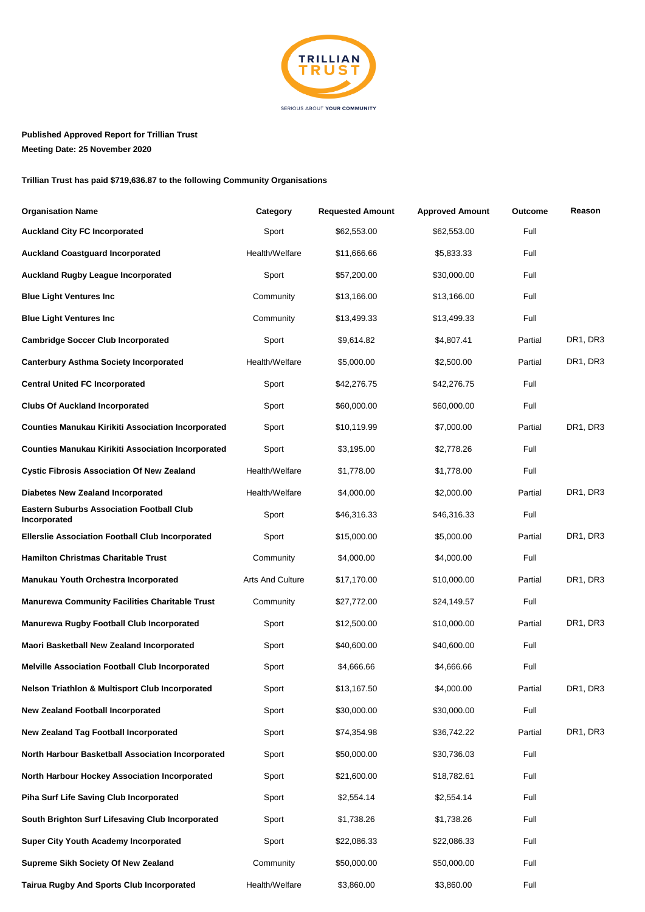**Published Approved Report for Trillian Trust**
**Meeting Date: 25 November 2020**

**Trillian Trust has paid $719,636.87 to the following Community Organisations**

| Organisation Name | Category | Requested Amount | Approved Amount | Outcome | Reason |
|---|---|---|---|---|---|
| **Auckland City FC Incorporated** | Sport | $62,553.00 | $62,553.00 | Full | |
| **Auckland Coastguard Incorporated** | Health/Welfare | $11,666.66 | $5,833.33 | Full | |
| **Auckland Rugby League Incorporated** | Sport | $57,200.00 | $30,000.00 | Full | |
| **Blue Light Ventures Inc** | Community | $13,166.00 | $13,166.00 | Full | |
| **Blue Light Ventures Inc** | Community | $13,499.33 | $13,499.33 | Full | |
| **Cambridge Soccer Club Incorporated** | Sport | $9,614.82 | $4,807.41 | Partial | DR1, DR3 |
| **Canterbury Asthma Society Incorporated** | Health/Welfare | $5,000.00 | $2,500.00 | Partial | DR1, DR3 |
| **Central United FC Incorporated** | Sport | $42,276.75 | $42,276.75 | Full | |
| **Clubs Of Auckland Incorporated** | Sport | $60,000.00 | $60,000.00 | Full | |
| **Counties Manukau Kirikiti Association Incorporated** | Sport | $10,119.99 | $7,000.00 | Partial | DR1, DR3 |
| **Counties Manukau Kirikiti Association Incorporated** | Sport | $3,195.00 | $2,778.26 | Full | |
| **Cystic Fibrosis Association Of New Zealand** | Health/Welfare | $1,778.00 | $1,778.00 | Full | |
| **Diabetes New Zealand Incorporated** | Health/Welfare | $4,000.00 | $2,000.00 | Partial | DR1, DR3 |
| **Eastern Suburbs Association Football Club Incorporated** | Sport | $46,316.33 | $46,316.33 | Full | |
| **Ellerslie Association Football Club Incorporated** | Sport | $15,000.00 | $5,000.00 | Partial | DR1, DR3 |
| **Hamilton Christmas Charitable Trust** | Community | $4,000.00 | $4,000.00 | Full | |
| **Manukau Youth Orchestra Incorporated** | Arts And Culture | $17,170.00 | $10,000.00 | Partial | DR1, DR3 |
| **Manurewa Community Facilities Charitable Trust** | Community | $27,772.00 | $24,149.57 | Full | |
| **Manurewa Rugby Football Club Incorporated** | Sport | $12,500.00 | $10,000.00 | Partial | DR1, DR3 |
| **Maori Basketball New Zealand Incorporated** | Sport | $40,600.00 | $40,600.00 | Full | |
| **Melville Association Football Club Incorporated** | Sport | $4,666.66 | $4,666.66 | Full | |
| **Nelson Triathlon & Multisport Club Incorporated** | Sport | $13,167.50 | $4,000.00 | Partial | DR1, DR3 |
| **New Zealand Football Incorporated** | Sport | $30,000.00 | $30,000.00 | Full | |
| **New Zealand Tag Football Incorporated** | Sport | $74,354.98 | $36,742.22 | Partial | DR1, DR3 |
| **North Harbour Basketball Association Incorporated** | Sport | $50,000.00 | $30,736.03 | Full | |
| **North Harbour Hockey Association Incorporated** | Sport | $21,600.00 | $18,782.61 | Full | |
| **Piha Surf Life Saving Club Incorporated** | Sport | $2,554.14 | $2,554.14 | Full | |
| **South Brighton Surf Lifesaving Club Incorporated** | Sport | $1,738.26 | $1,738.26 | Full | |
| **Super City Youth Academy Incorporated** | Sport | $22,086.33 | $22,086.33 | Full | |
| **Supreme Sikh Society Of New Zealand** | Community | $50,000.00 | $50,000.00 | Full | |
| **Tairua Rugby And Sports Club Incorporated** | Health/Welfare | $3,860.00 | $3,860.00 | Full | |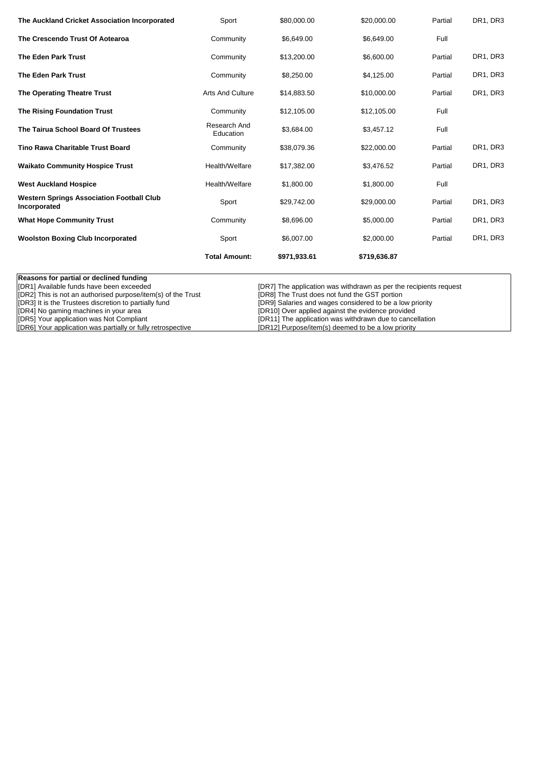| | | | | | |
|---|---|---|---|---|---|
| **The Auckland Cricket Association Incorporated** | Sport | $80,000.00 | $20,000.00 | Partial | DR1, DR3 |
| **The Crescendo Trust Of Aotearoa** | Community | $6,649.00 | $6,649.00 | Full | |
| **The Eden Park Trust** | Community | $13,200.00 | $6,600.00 | Partial | DR1, DR3 |
| **The Eden Park Trust** | Community | $8,250.00 | $4,125.00 | Partial | DR1, DR3 |
| **The Operating Theatre Trust** | Arts And Culture | $14,883.50 | $10,000.00 | Partial | DR1, DR3 |
| **The Rising Foundation Trust** | Community | $12,105.00 | $12,105.00 | Full | |
| **The Tairua School Board Of Trustees** | Research And Education | $3,684.00 | $3,457.12 | Full | |
| **Tino Rawa Charitable Trust Board** | Community | $38,079.36 | $22,000.00 | Partial | DR1, DR3 |
| **Waikato Community Hospice Trust** | Health/Welfare | $17,382.00 | $3,476.52 | Partial | DR1, DR3 |
| **West Auckland Hospice** | Health/Welfare | $1,800.00 | $1,800.00 | Full | |
| **Western Springs Association Football Club Incorporated** | Sport | $29,742.00 | $29,000.00 | Partial | DR1, DR3 |
| **What Hope Community Trust** | Community | $8,696.00 | $5,000.00 | Partial | DR1, DR3 |
| **Woolston Boxing Club Incorporated** | Sport | $6,007.00 | $2,000.00 | Partial | DR1, DR3 |
| | **Total Amount:** | **$971,933.61** | **$719,636.87** | | |

**Reasons for partial or declined funding**

[DR1] Available funds have been exceeded
[DR2] This is not an authorised purpose/item(s) of the Trust
[DR3] It is the Trustees discretion to partially fund
[DR4] No gaming machines in your area
[DR5] Your application was Not Compliant
[DR6] Your application was partially or fully retrospective
[DR7] The application was withdrawn as per the recipients request
[DR8] The Trust does not fund the GST portion
[DR9] Salaries and wages considered to be a low priority
[DR10] Over applied against the evidence provided
[DR11] The application was withdrawn due to cancellation
[DR12] Purpose/item(s) deemed to be a low priority